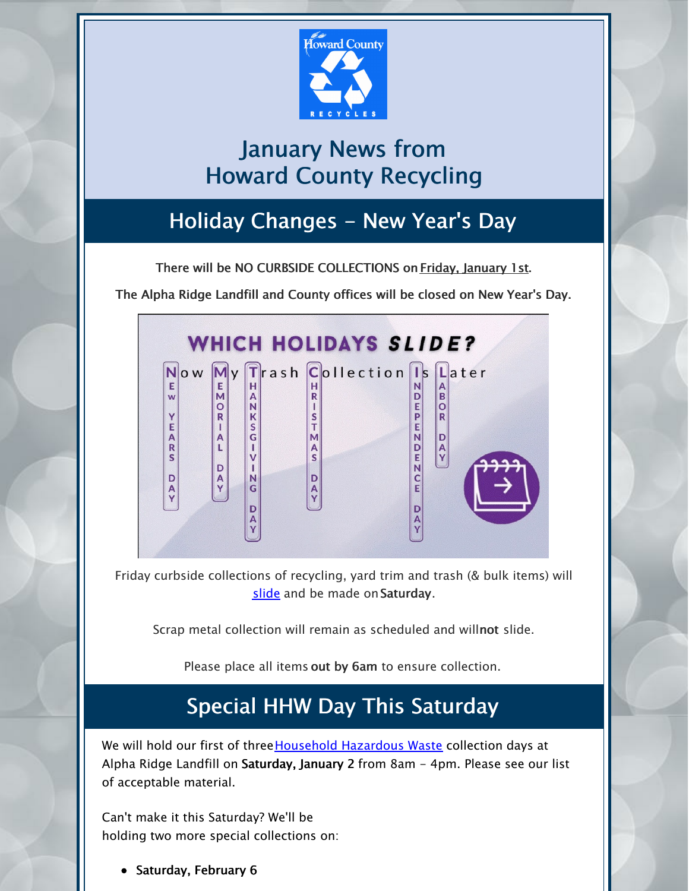# January News from Howard County Recycling

## Holiday Changes - New Year's Day

There will be NO CURBSIDE COLLECTIONS on Friday, January 1st.

The Alpha Ridge Landfill and County offices will be closed on New Year's Day.

Friday curbside collections of recycling, yard trim and trash (& bulk items) will slide and be made on **Saturday**.

Scrap metal collection will remain as scheduled and will **not** slide.

Please place all items **out by 6am** to ensure collection.

## Special HHW Day This Saturday

We will hold our first of three Household Hazardous Waste collection days at Alpha Ridge Landfill on **Saturday, January 2** from 8am - 4pm. Please see our list of acceptable material.

Can't make it this Saturday? We'll be holding two more special collections on:

- **Saturday, February 6**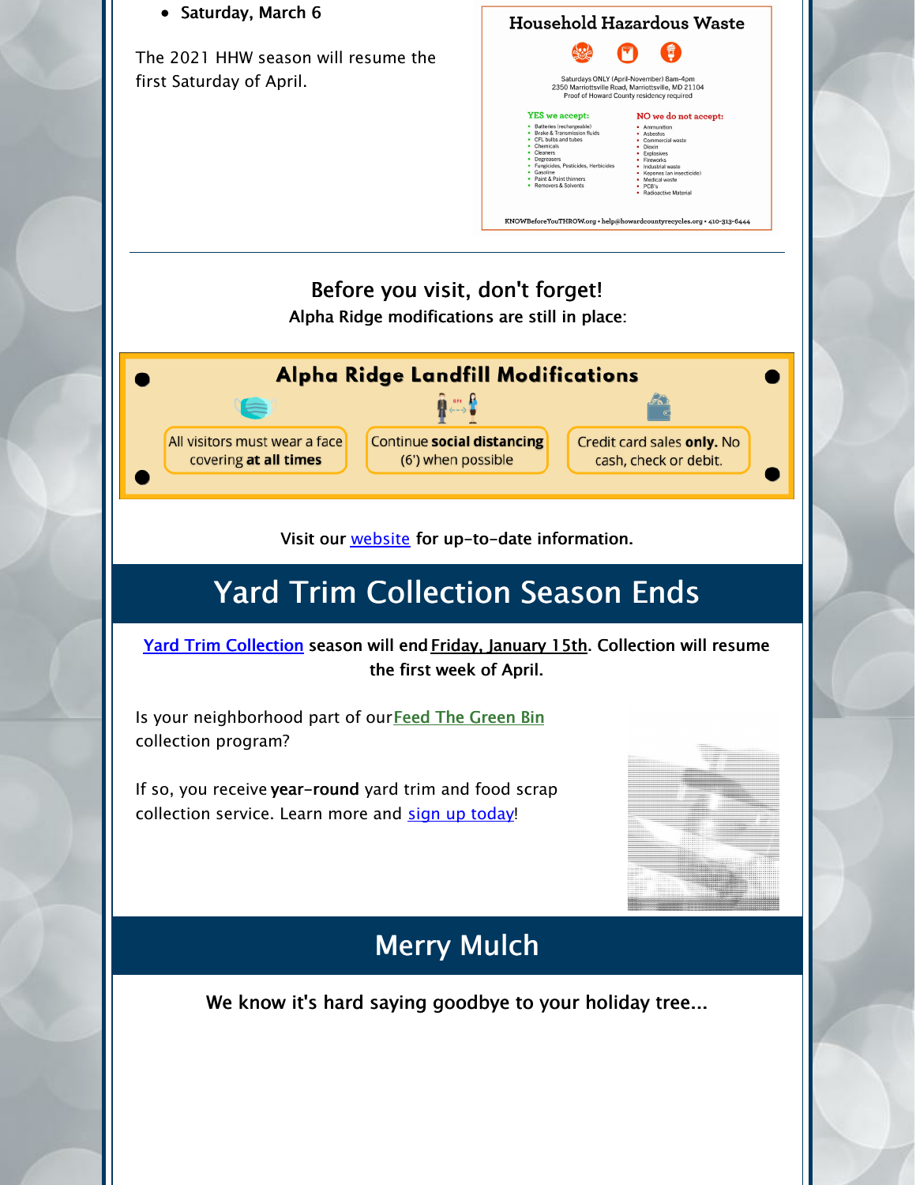- Saturday, March 6

The 2021 HHW season will resume the first Saturday of April.

**Household Hazardous Waste**

Saturdays ONLY (April-November) 8am-4pm
2350 Marriottsville Road, Marriottsville, MD 21104
Proof of Howard County residency required

**YES we accept:**

- Batteries (rechargeable)
- Brake & Transmission fluids
- CFL bulbs and tubes
- Chemicals
- Cleaners
- Degreasers
- Fungicides, Pesticides, Herbicides
- Gasoline
- Paint & Paint thinners
- Removers & Solvents

**NO we do not accept:**

- Ammunition
- Asbestos
- Commercial waste
- Dioxin
- Explosives
- Fireworks
- Industrial waste
- Kepones (an insecticide)
- Medical waste
- PCB's
- Radioactive Material

KNOWBeforeYouTHROW.org • help@howardcountyrecycles.org • 410-313-6444

---

## Before you visit, don't forget!

**Alpha Ridge modifications are still in place:**

**Alpha Ridge Landfill Modifications**

- All visitors must wear a face covering **at all times**
- Continue **social distancing** (6') when possible
- Credit card sales **only.** No cash, check or debit.

**Visit our website for up-to-date information.**

# Yard Trim Collection Season Ends

**Yard Trim Collection season will end Friday, January 15th. Collection will resume the first week of April.**

Is your neighborhood part of our Feed The Green Bin collection program?

If so, you receive **year-round** yard trim and food scrap collection service. Learn more and sign up today!

# Merry Mulch

**We know it's hard saying goodbye to your holiday tree...**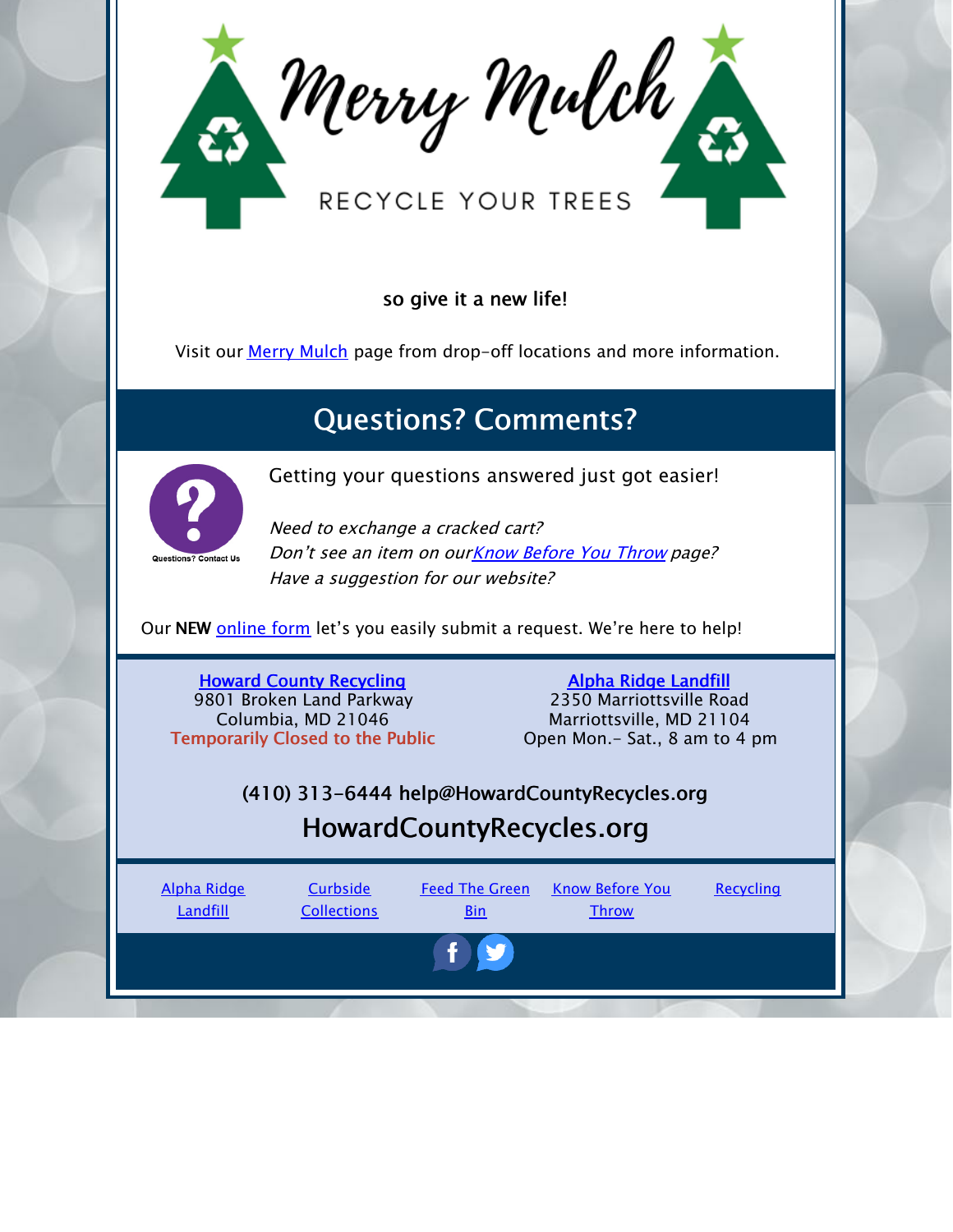# Merry Mulch

RECYCLE YOUR TREES

so give it a new life!

Visit our Merry Mulch page from drop-off locations and more information.

## Questions? Comments?

Questions? Contact Us

Getting your questions answered just got easier!

*Need to exchange a cracked cart?*
*Don't see an item on our Know Before You Throw page?*
*Have a suggestion for our website?*

Our **NEW** online form let's you easily submit a request. We're here to help!

**Howard County Recycling**
9801 Broken Land Parkway
Columbia, MD 21046
Temporarily Closed to the Public

**Alpha Ridge Landfill**
2350 Marriottsville Road
Marriottsville, MD 21104
Open Mon.- Sat., 8 am to 4 pm

(410) 313-6444 help@HowardCountyRecycles.org

HowardCountyRecycles.org

Alpha Ridge Landfill | Curbside Collections | Feed The Green Bin | Know Before You Throw | Recycling